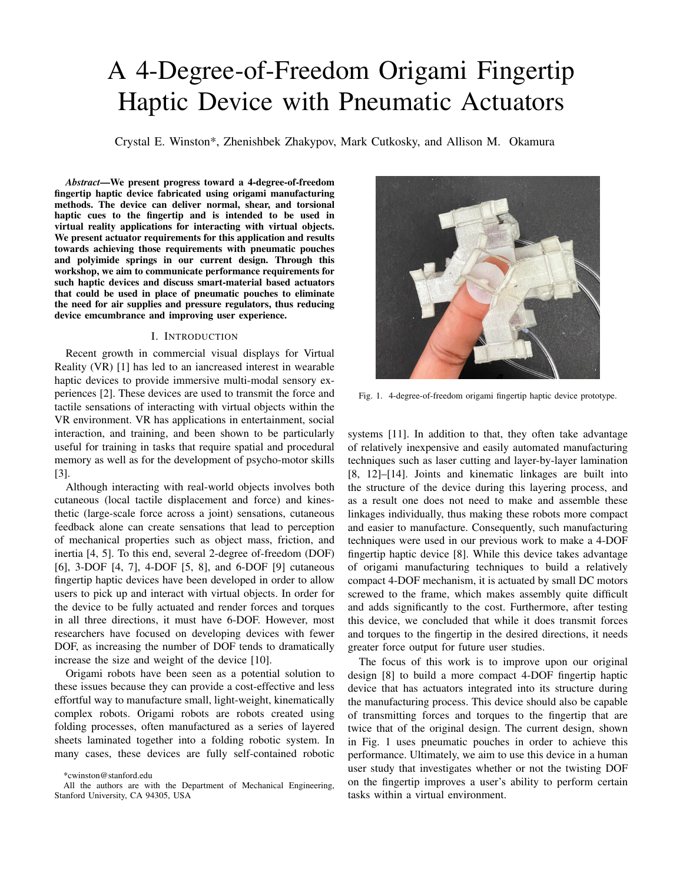# A 4-Degree-of-Freedom Origami Fingertip Haptic Device with Pneumatic Actuators

Crystal E. Winston*, Zhenishbek Zhakypov, Mark Cutkosky, and Allison M. Okamura

***Abstract*—We present progress toward a 4-degree-of-freedom fingertip haptic device fabricated using origami manufacturing methods. The device can deliver normal, shear, and torsional haptic cues to the fingertip and is intended to be used in virtual reality applications for interacting with virtual objects. We present actuator requirements for this application and results towards achieving those requirements with pneumatic pouches and polyimide springs in our current design. Through this workshop, we aim to communicate performance requirements for such haptic devices and discuss smart-material based actuators that could be used in place of pneumatic pouches to eliminate the need for air supplies and pressure regulators, thus reducing device emcumbrance and improving user experience.**

## I. Introduction

Recent growth in commercial visual displays for Virtual Reality (VR) [1] has led to an iancreased interest in wearable haptic devices to provide immersive multi-modal sensory experiences [2]. These devices are used to transmit the force and tactile sensations of interacting with virtual objects within the VR environment. VR has applications in entertainment, social interaction, and training, and been shown to be particularly useful for training in tasks that require spatial and procedural memory as well as for the development of psycho-motor skills [3].

Although interacting with real-world objects involves both cutaneous (local tactile displacement and force) and kinesthetic (large-scale force across a joint) sensations, cutaneous feedback alone can create sensations that lead to perception of mechanical properties such as object mass, friction, and inertia [4, 5]. To this end, several 2-degree of-freedom (DOF) [6], 3-DOF [4, 7], 4-DOF [5, 8], and 6-DOF [9] cutaneous fingertip haptic devices have been developed in order to allow users to pick up and interact with virtual objects. In order for the device to be fully actuated and render forces and torques in all three directions, it must have 6-DOF. However, most researchers have focused on developing devices with fewer DOF, as increasing the number of DOF tends to dramatically increase the size and weight of the device [10].

Origami robots have been seen as a potential solution to these issues because they can provide a cost-effective and less effortful way to manufacture small, light-weight, kinematically complex robots. Origami robots are robots created using folding processes, often manufactured as a series of layered sheets laminated together into a folding robotic system. In many cases, these devices are fully self-contained robotic systems [11]. In addition to that, they often take advantage of relatively inexpensive and easily automated manufacturing techniques such as laser cutting and layer-by-layer lamination [8, 12]–[14]. Joints and kinematic linkages are built into the structure of the device during this layering process, and as a result one does not need to make and assemble these linkages individually, thus making these robots more compact and easier to manufacture. Consequently, such manufacturing techniques were used in our previous work to make a 4-DOF fingertip haptic device [8]. While this device takes advantage of origami manufacturing techniques to build a relatively compact 4-DOF mechanism, it is actuated by small DC motors screwed to the frame, which makes assembly quite difficult and adds significantly to the cost. Furthermore, after testing this device, we concluded that while it does transmit forces and torques to the fingertip in the desired directions, it needs greater force output for future user studies.

Fig. 1. 4-degree-of-freedom origami fingertip haptic device prototype.

The focus of this work is to improve upon our original design [8] to build a more compact 4-DOF fingertip haptic device that has actuators integrated into its structure during the manufacturing process. This device should also be capable of transmitting forces and torques to the fingertip that are twice that of the original design. The current design, shown in Fig. 1 uses pneumatic pouches in order to achieve this performance. Ultimately, we aim to use this device in a human user study that investigates whether or not the twisting DOF on the fingertip improves a user's ability to perform certain tasks within a virtual environment.

*cwinston@stanford.edu

All the authors are with the Department of Mechanical Engineering, Stanford University, CA 94305, USA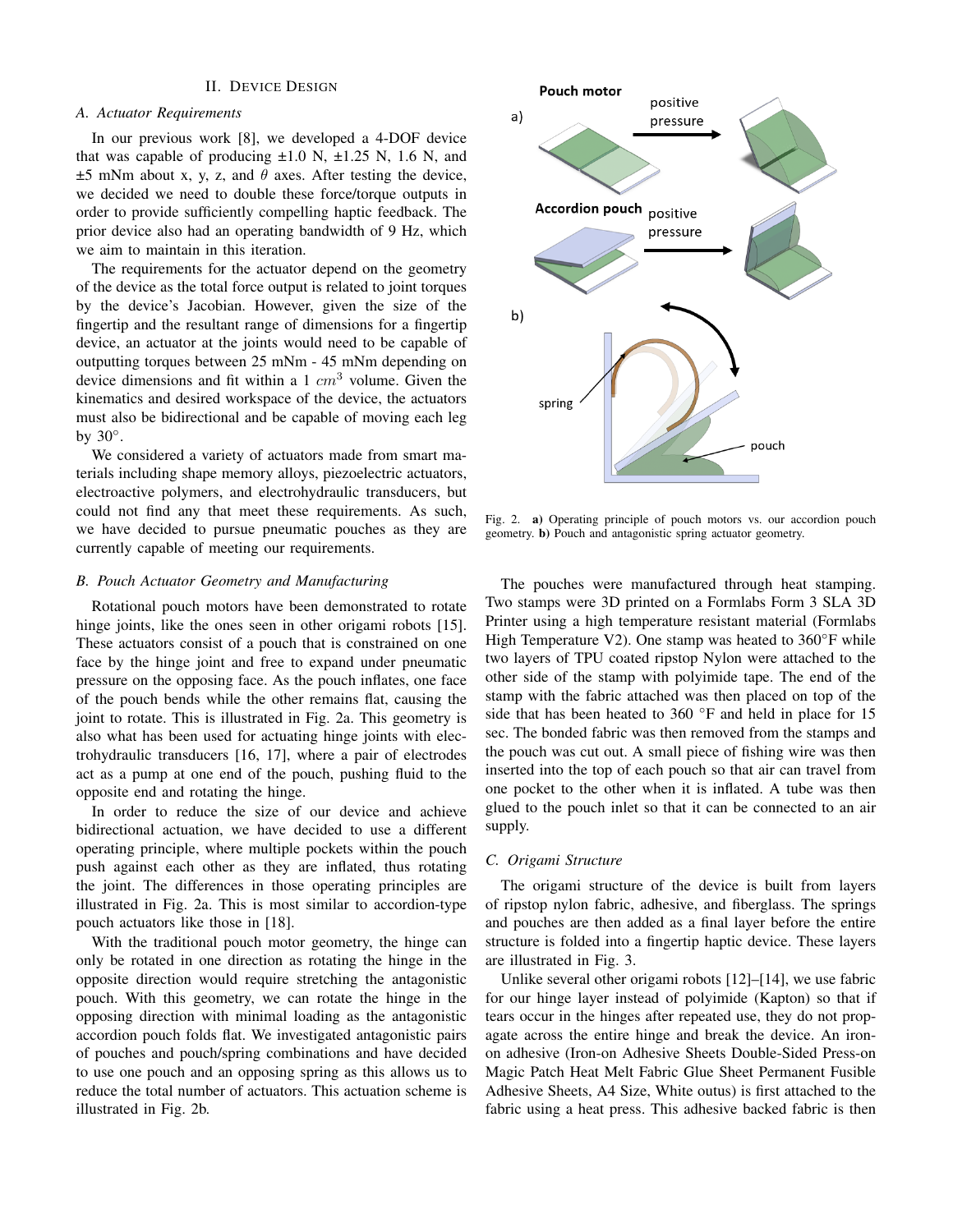## II. Device Design

### A. Actuator Requirements

In our previous work [8], we developed a 4-DOF device that was capable of producing ±1.0 N, ±1.25 N, 1.6 N, and ±5 mNm about x, y, z, and $\theta$ axes. After testing the device, we decided we need to double these force/torque outputs in order to provide sufficiently compelling haptic feedback. The prior device also had an operating bandwidth of 9 Hz, which we aim to maintain in this iteration.

The requirements for the actuator depend on the geometry of the device as the total force output is related to joint torques by the device's Jacobian. However, given the size of the fingertip and the resultant range of dimensions for a fingertip device, an actuator at the joints would need to be capable of outputting torques between 25 mNm - 45 mNm depending on device dimensions and fit within a 1 $cm^3$ volume. Given the kinematics and desired workspace of the device, the actuators must also be bidirectional and be capable of moving each leg by 30°.

We considered a variety of actuators made from smart materials including shape memory alloys, piezoelectric actuators, electroactive polymers, and electrohydraulic transducers, but could not find any that meet these requirements. As such, we have decided to pursue pneumatic pouches as they are currently capable of meeting our requirements.

### B. Pouch Actuator Geometry and Manufacturing

Rotational pouch motors have been demonstrated to rotate hinge joints, like the ones seen in other origami robots [15]. These actuators consist of a pouch that is constrained on one face by the hinge joint and free to expand under pneumatic pressure on the opposing face. As the pouch inflates, one face of the pouch bends while the other remains flat, causing the joint to rotate. This is illustrated in Fig. 2a. This geometry is also what has been used for actuating hinge joints with electrohydraulic transducers [16, 17], where a pair of electrodes act as a pump at one end of the pouch, pushing fluid to the opposite end and rotating the hinge.

In order to reduce the size of our device and achieve bidirectional actuation, we have decided to use a different operating principle, where multiple pockets within the pouch push against each other as they are inflated, thus rotating the joint. The differences in those operating principles are illustrated in Fig. 2a. This is most similar to accordion-type pouch actuators like those in [18].

With the traditional pouch motor geometry, the hinge can only be rotated in one direction as rotating the hinge in the opposite direction would require stretching the antagonistic pouch. With this geometry, we can rotate the hinge in the opposing direction with minimal loading as the antagonistic accordion pouch folds flat. We investigated antagonistic pairs of pouches and pouch/spring combinations and have decided to use one pouch and an opposing spring as this allows us to reduce the total number of actuators. This actuation scheme is illustrated in Fig. 2b.

a)

Pouch motor

positive pressure

Accordion pouch

positive pressure

b)

spring

pouch

Fig. 2. **a)** Operating principle of pouch motors vs. our accordion pouch geometry. **b)** Pouch and antagonistic spring actuator geometry.

The pouches were manufactured through heat stamping. Two stamps were 3D printed on a Formlabs Form 3 SLA 3D Printer using a high temperature resistant material (Formlabs High Temperature V2). One stamp was heated to 360°F while two layers of TPU coated ripstop Nylon were attached to the other side of the stamp with polyimide tape. The end of the stamp with the fabric attached was then placed on top of the side that has been heated to 360 °F and held in place for 15 sec. The bonded fabric was then removed from the stamps and the pouch was cut out. A small piece of fishing wire was then inserted into the top of each pouch so that air can travel from one pocket to the other when it is inflated. A tube was then glued to the pouch inlet so that it can be connected to an air supply.

### C. Origami Structure

The origami structure of the device is built from layers of ripstop nylon fabric, adhesive, and fiberglass. The springs and pouches are then added as a final layer before the entire structure is folded into a fingertip haptic device. These layers are illustrated in Fig. 3.

Unlike several other origami robots [12]–[14], we use fabric for our hinge layer instead of polyimide (Kapton) so that if tears occur in the hinges after repeated use, they do not propagate across the entire hinge and break the device. An iron-on adhesive (Iron-on Adhesive Sheets Double-Sided Press-on Magic Patch Heat Melt Fabric Glue Sheet Permanent Fusible Adhesive Sheets, A4 Size, White outus) is first attached to the fabric using a heat press. This adhesive backed fabric is then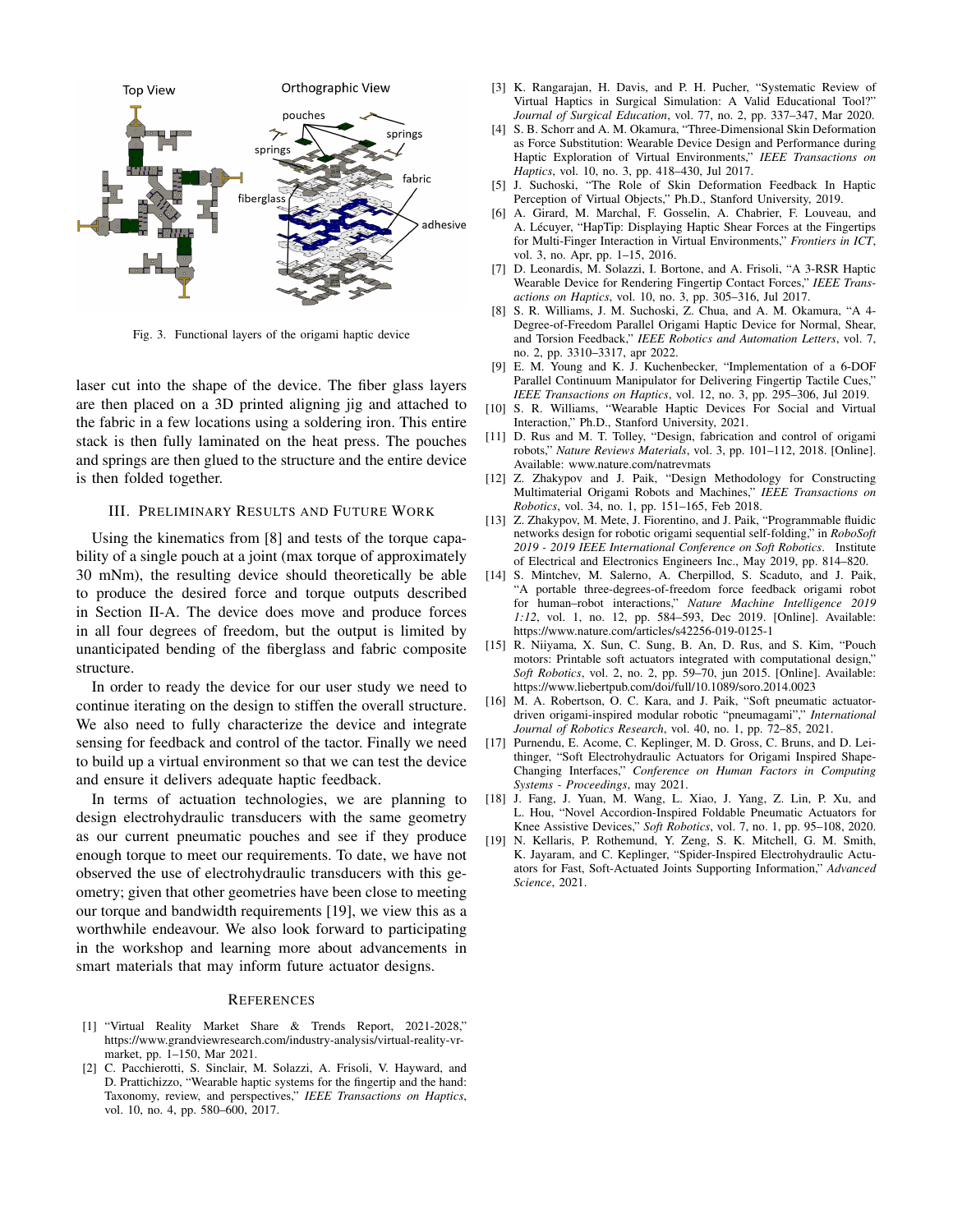Top View

Orthographic View

pouches

springs

springs

fabric

fiberglass

adhesive

Fig. 3. Functional layers of the origami haptic device

laser cut into the shape of the device. The fiber glass layers are then placed on a 3D printed aligning jig and attached to the fabric in a few locations using a soldering iron. This entire stack is then fully laminated on the heat press. The pouches and springs are then glued to the structure and the entire device is then folded together.

## III. Preliminary Results and Future Work

Using the kinematics from [8] and tests of the torque capability of a single pouch at a joint (max torque of approximately 30 mNm), the resulting device should theoretically be able to produce the desired force and torque outputs described in Section II-A. The device does move and produce forces in all four degrees of freedom, but the output is limited by unanticipated bending of the fiberglass and fabric composite structure.

In order to ready the device for our user study we need to continue iterating on the design to stiffen the overall structure. We also need to fully characterize the device and integrate sensing for feedback and control of the tactor. Finally we need to build up a virtual environment so that we can test the device and ensure it delivers adequate haptic feedback.

In terms of actuation technologies, we are planning to design electrohydraulic transducers with the same geometry as our current pneumatic pouches and see if they produce enough torque to meet our requirements. To date, we have not observed the use of electrohydraulic transducers with this geometry; given that other geometries have been close to meeting our torque and bandwidth requirements [19], we view this as a worthwhile endeavour. We also look forward to participating in the workshop and learning more about advancements in smart materials that may inform future actuator designs.

## References

[1] "Virtual Reality Market Share & Trends Report, 2021-2028," https://www.grandviewresearch.com/industry-analysis/virtual-reality-vr-market, pp. 1–150, Mar 2021.

[2] C. Pacchierotti, S. Sinclair, M. Solazzi, A. Frisoli, V. Hayward, and D. Prattichizzo, "Wearable haptic systems for the fingertip and the hand: Taxonomy, review, and perspectives," *IEEE Transactions on Haptics*, vol. 10, no. 4, pp. 580–600, 2017.

[3] K. Rangarajan, H. Davis, and P. H. Pucher, "Systematic Review of Virtual Haptics in Surgical Simulation: A Valid Educational Tool?" *Journal of Surgical Education*, vol. 77, no. 2, pp. 337–347, Mar 2020.

[4] S. B. Schorr and A. M. Okamura, "Three-Dimensional Skin Deformation as Force Substitution: Wearable Device Design and Performance during Haptic Exploration of Virtual Environments," *IEEE Transactions on Haptics*, vol. 10, no. 3, pp. 418–430, Jul 2017.

[5] J. Suchoski, "The Role of Skin Deformation Feedback In Haptic Perception of Virtual Objects," Ph.D., Stanford University, 2019.

[6] A. Girard, M. Marchal, F. Gosselin, A. Chabrier, F. Louveau, and A. Lécuyer, "HapTip: Displaying Haptic Shear Forces at the Fingertips for Multi-Finger Interaction in Virtual Environments," *Frontiers in ICT*, vol. 3, no. Apr, pp. 1–15, 2016.

[7] D. Leonardis, M. Solazzi, I. Bortone, and A. Frisoli, "A 3-RSR Haptic Wearable Device for Rendering Fingertip Contact Forces," *IEEE Transactions on Haptics*, vol. 10, no. 3, pp. 305–316, Jul 2017.

[8] S. R. Williams, J. M. Suchoski, Z. Chua, and A. M. Okamura, "A 4-Degree-of-Freedom Parallel Origami Haptic Device for Normal, Shear, and Torsion Feedback," *IEEE Robotics and Automation Letters*, vol. 7, no. 2, pp. 3310–3317, apr 2022.

[9] E. M. Young and K. J. Kuchenbecker, "Implementation of a 6-DOF Parallel Continuum Manipulator for Delivering Fingertip Tactile Cues," *IEEE Transactions on Haptics*, vol. 12, no. 3, pp. 295–306, Jul 2019.

[10] S. R. Williams, "Wearable Haptic Devices For Social and Virtual Interaction," Ph.D., Stanford University, 2021.

[11] D. Rus and M. T. Tolley, "Design, fabrication and control of origami robots," *Nature Reviews Materials*, vol. 3, pp. 101–112, 2018. [Online]. Available: www.nature.com/natrevmats

[12] Z. Zhakypov and J. Paik, "Design Methodology for Constructing Multimaterial Origami Robots and Machines," *IEEE Transactions on Robotics*, vol. 34, no. 1, pp. 151–165, Feb 2018.

[13] Z. Zhakypov, M. Mete, J. Fiorentino, and J. Paik, "Programmable fluidic networks design for robotic origami sequential self-folding," in *RoboSoft 2019 - 2019 IEEE International Conference on Soft Robotics*. Institute of Electrical and Electronics Engineers Inc., May 2019, pp. 814–820.

[14] S. Mintchev, M. Salerno, A. Cherpillod, S. Scaduto, and J. Paik, "A portable three-degrees-of-freedom force feedback origami robot for human–robot interactions," *Nature Machine Intelligence 2019 1:12*, vol. 1, no. 12, pp. 584–593, Dec 2019. [Online]. Available: https://www.nature.com/articles/s42256-019-0125-1

[15] R. Niiyama, X. Sun, C. Sung, B. An, D. Rus, and S. Kim, "Pouch motors: Printable soft actuators integrated with computational design," *Soft Robotics*, vol. 2, no. 2, pp. 59–70, jun 2015. [Online]. Available: https://www.liebertpub.com/doi/full/10.1089/soro.2014.0023

[16] M. A. Robertson, O. C. Kara, and J. Paik, "Soft pneumatic actuator-driven origami-inspired modular robotic "pneumagami"," *International Journal of Robotics Research*, vol. 40, no. 1, pp. 72–85, 2021.

[17] Purnendu, E. Acome, C. Keplinger, M. D. Gross, C. Bruns, and D. Leithinger, "Soft Electrohydraulic Actuators for Origami Inspired Shape-Changing Interfaces," *Conference on Human Factors in Computing Systems - Proceedings*, may 2021.

[18] J. Fang, J. Yuan, M. Wang, L. Xiao, J. Yang, Z. Lin, P. Xu, and L. Hou, "Novel Accordion-Inspired Foldable Pneumatic Actuators for Knee Assistive Devices," *Soft Robotics*, vol. 7, no. 1, pp. 95–108, 2020.

[19] N. Kellaris, P. Rothemund, Y. Zeng, S. K. Mitchell, G. M. Smith, K. Jayaram, and C. Keplinger, "Spider-Inspired Electrohydraulic Actuators for Fast, Soft-Actuated Joints Supporting Information," *Advanced Science*, 2021.